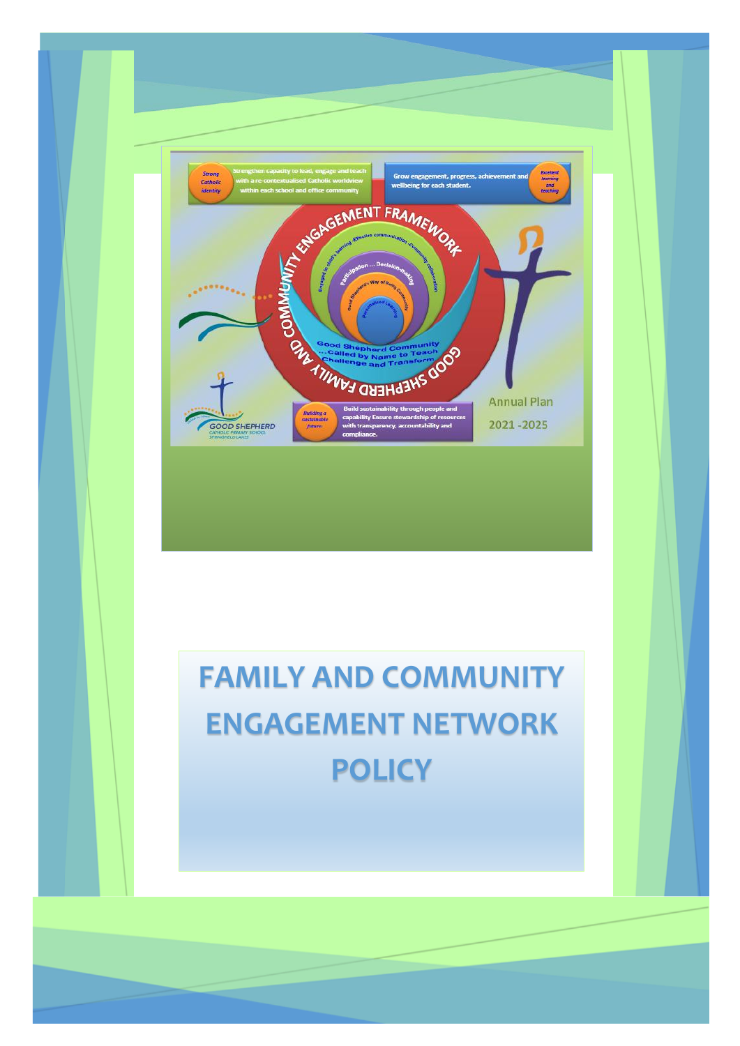Strong Catholic identity

Strengthen capacity to lead, engage and teach with a re-contextualised Catholic worldview within each school and office community

Grow engagement, progress, achievement and wellbeing for each student.

Excellent learning and teaching

COMMUNITY ENGAGEMENT FRAMEWORK

Engaged in child's learning -Effective communication -Community collaboration

Participation ... Decision-making

Good Shepherd's Way of Being Community

Personalised Learning

Good Shepherd Community ...Called by Name to Teach Challenge and Transform

GOOD SHEPHERD FAMILY AND COMMUNITY

GOOD SHEPHERD CATHOLIC PRIMARY SCHOOL SPRINGFIELD LAKES

Building a sustainable future

Build sustainability through people and capability Ensure stewardship of resources with transparency, accountability and compliance.

Annual Plan

2021 -2025

# FAMILY AND COMMUNITY ENGAGEMENT NETWORK POLICY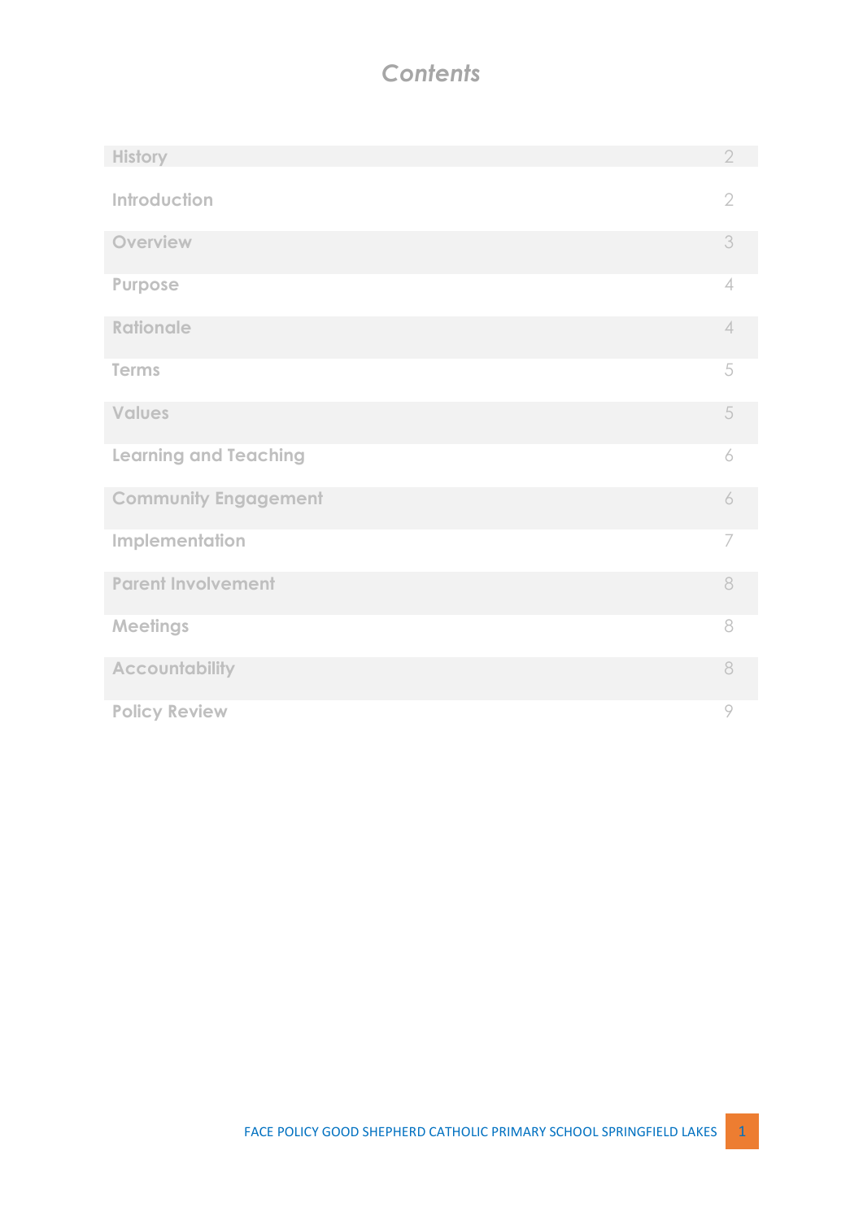# *Contents*

| | |
|---|---|
| History | 2 |
| Introduction | 2 |
| Overview | 3 |
| Purpose | 4 |
| Rationale | 4 |
| Terms | 5 |
| Values | 5 |
| Learning and Teaching | 6 |
| Community Engagement | 6 |
| Implementation | 7 |
| Parent Involvement | 8 |
| Meetings | 8 |
| Accountability | 8 |
| Policy Review | 9 |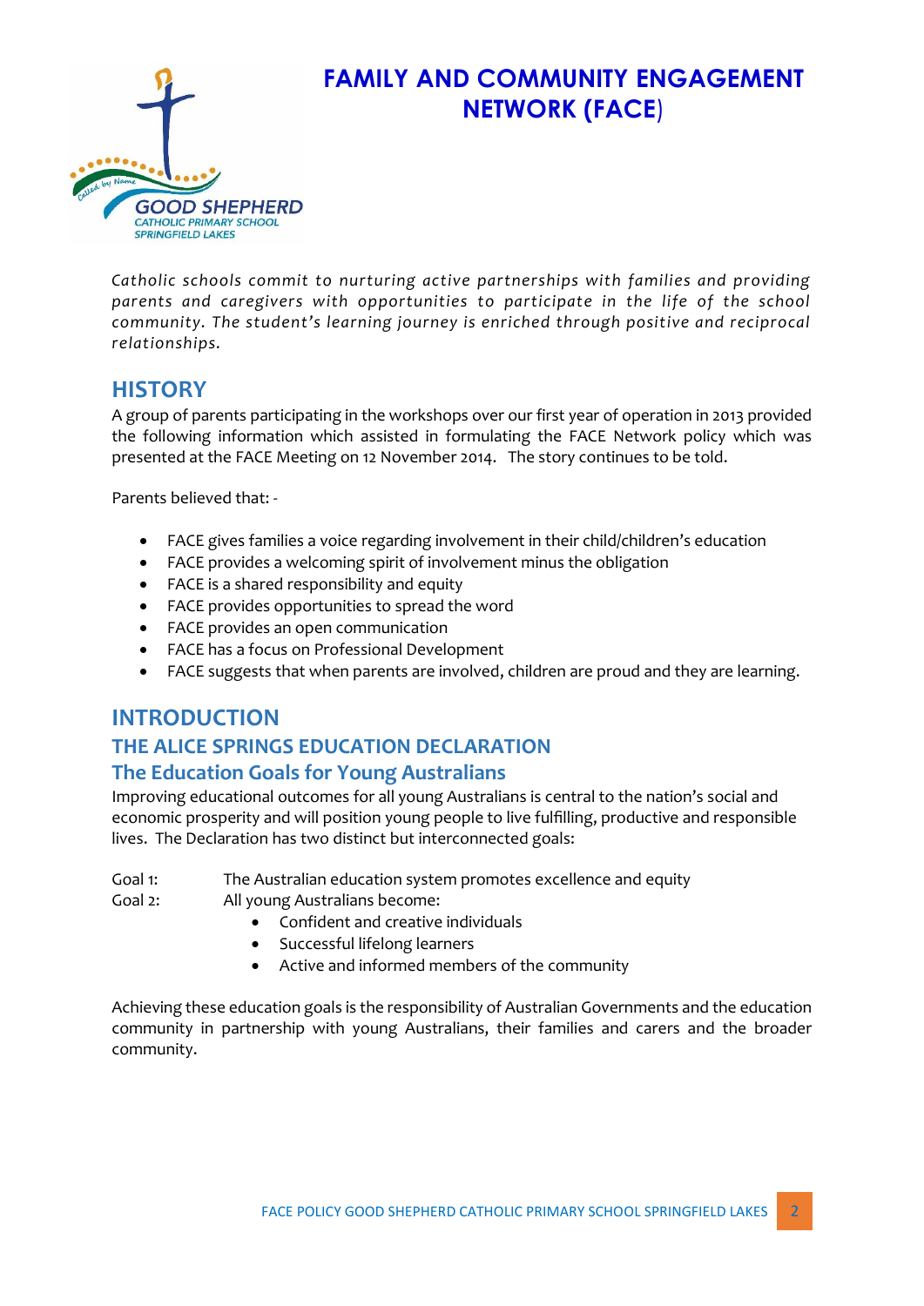# FAMILY AND COMMUNITY ENGAGEMENT NETWORK (FACE)

*Catholic schools commit to nurturing active partnerships with families and providing parents and caregivers with opportunities to participate in the life of the school community. The student's learning journey is enriched through positive and reciprocal relationships.*

## HISTORY

A group of parents participating in the workshops over our first year of operation in 2013 provided the following information which assisted in formulating the FACE Network policy which was presented at the FACE Meeting on 12 November 2014. The story continues to be told.

Parents believed that: -

- FACE gives families a voice regarding involvement in their child/children's education
- FACE provides a welcoming spirit of involvement minus the obligation
- FACE is a shared responsibility and equity
- FACE provides opportunities to spread the word
- FACE provides an open communication
- FACE has a focus on Professional Development
- FACE suggests that when parents are involved, children are proud and they are learning.

## INTRODUCTION

### THE ALICE SPRINGS EDUCATION DECLARATION

### The Education Goals for Young Australians

Improving educational outcomes for all young Australians is central to the nation's social and economic prosperity and will position young people to live fulfilling, productive and responsible lives. The Declaration has two distinct but interconnected goals:

Goal 1: The Australian education system promotes excellence and equity

Goal 2: All young Australians become:

- Confident and creative individuals
- Successful lifelong learners
- Active and informed members of the community

Achieving these education goals is the responsibility of Australian Governments and the education community in partnership with young Australians, their families and carers and the broader community.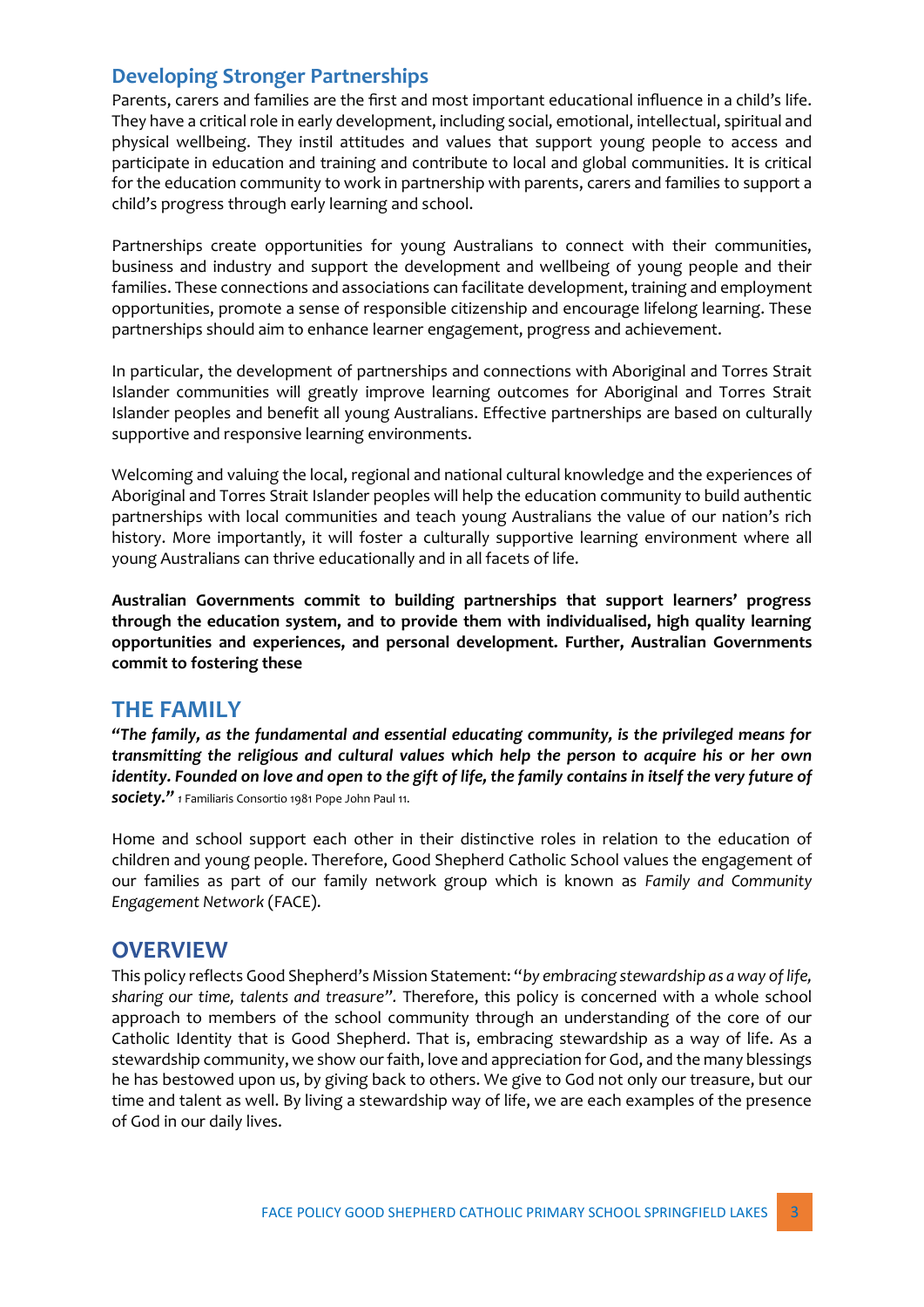## Developing Stronger Partnerships

Parents, carers and families are the first and most important educational influence in a child's life. They have a critical role in early development, including social, emotional, intellectual, spiritual and physical wellbeing. They instil attitudes and values that support young people to access and participate in education and training and contribute to local and global communities. It is critical for the education community to work in partnership with parents, carers and families to support a child's progress through early learning and school.

Partnerships create opportunities for young Australians to connect with their communities, business and industry and support the development and wellbeing of young people and their families. These connections and associations can facilitate development, training and employment opportunities, promote a sense of responsible citizenship and encourage lifelong learning. These partnerships should aim to enhance learner engagement, progress and achievement.

In particular, the development of partnerships and connections with Aboriginal and Torres Strait Islander communities will greatly improve learning outcomes for Aboriginal and Torres Strait Islander peoples and benefit all young Australians. Effective partnerships are based on culturally supportive and responsive learning environments.

Welcoming and valuing the local, regional and national cultural knowledge and the experiences of Aboriginal and Torres Strait Islander peoples will help the education community to build authentic partnerships with local communities and teach young Australians the value of our nation's rich history. More importantly, it will foster a culturally supportive learning environment where all young Australians can thrive educationally and in all facets of life.

**Australian Governments commit to building partnerships that support learners' progress through the education system, and to provide them with individualised, high quality learning opportunities and experiences, and personal development. Further, Australian Governments commit to fostering these**

## THE FAMILY

***"The family, as the fundamental and essential educating community, is the privileged means for transmitting the religious and cultural values which help the person to acquire his or her own identity. Founded on love and open to the gift of life, the family contains in itself the very future of society."*** 1 Familiaris Consortio 1981 Pope John Paul 11.

Home and school support each other in their distinctive roles in relation to the education of children and young people. Therefore, Good Shepherd Catholic School values the engagement of our families as part of our family network group which is known as *Family and Community Engagement Network* (FACE).

## OVERVIEW

This policy reflects Good Shepherd's Mission Statement: "*by embracing stewardship as a way of life, sharing our time, talents and treasure".* Therefore, this policy is concerned with a whole school approach to members of the school community through an understanding of the core of our Catholic Identity that is Good Shepherd. That is, embracing stewardship as a way of life. As a stewardship community, we show our faith, love and appreciation for God, and the many blessings he has bestowed upon us, by giving back to others. We give to God not only our treasure, but our time and talent as well. By living a stewardship way of life, we are each examples of the presence of God in our daily lives.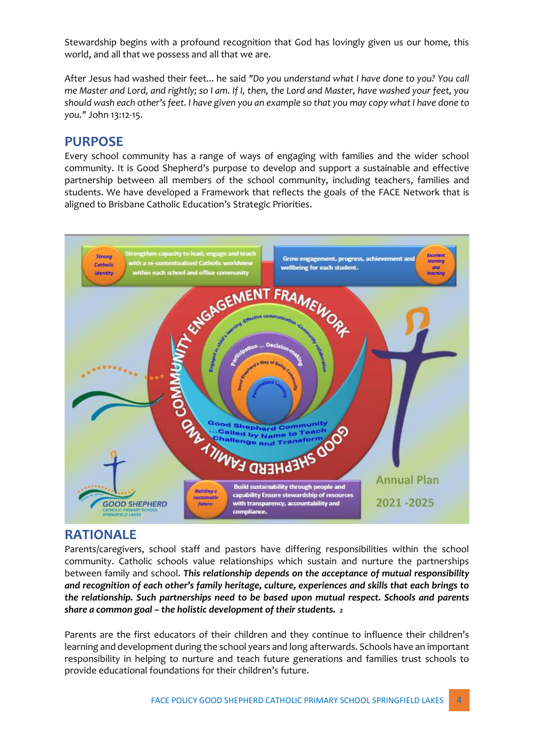Stewardship begins with a profound recognition that God has lovingly given us our home, this world, and all that we possess and all that we are.

After Jesus had washed their feet... he said *"Do you understand what I have done to you? You call me Master and Lord, and rightly; so I am. If I, then, the Lord and Master, have washed your feet, you should wash each other's feet. I have given you an example so that you may copy what I have done to you."* John 13:12-15.

## PURPOSE

Every school community has a range of ways of engaging with families and the wider school community. It is Good Shepherd's purpose to develop and support a sustainable and effective partnership between all members of the school community, including teachers, families and students. We have developed a Framework that reflects the goals of the FACE Network that is aligned to Brisbane Catholic Education's Strategic Priorities.

## RATIONALE

Parents/caregivers, school staff and pastors have differing responsibilities within the school community. Catholic schools value relationships which sustain and nurture the partnerships between family and school. ***This relationship depends on the acceptance of mutual responsibility and recognition of each other's family heritage, culture, experiences and skills that each brings to the relationship. Such partnerships need to be based upon mutual respect. Schools and parents share a common goal – the holistic development of their students.*** [2]

Parents are the first educators of their children and they continue to influence their children's learning and development during the school years and long afterwards. Schools have an important responsibility in helping to nurture and teach future generations and families trust schools to provide educational foundations for their children's future.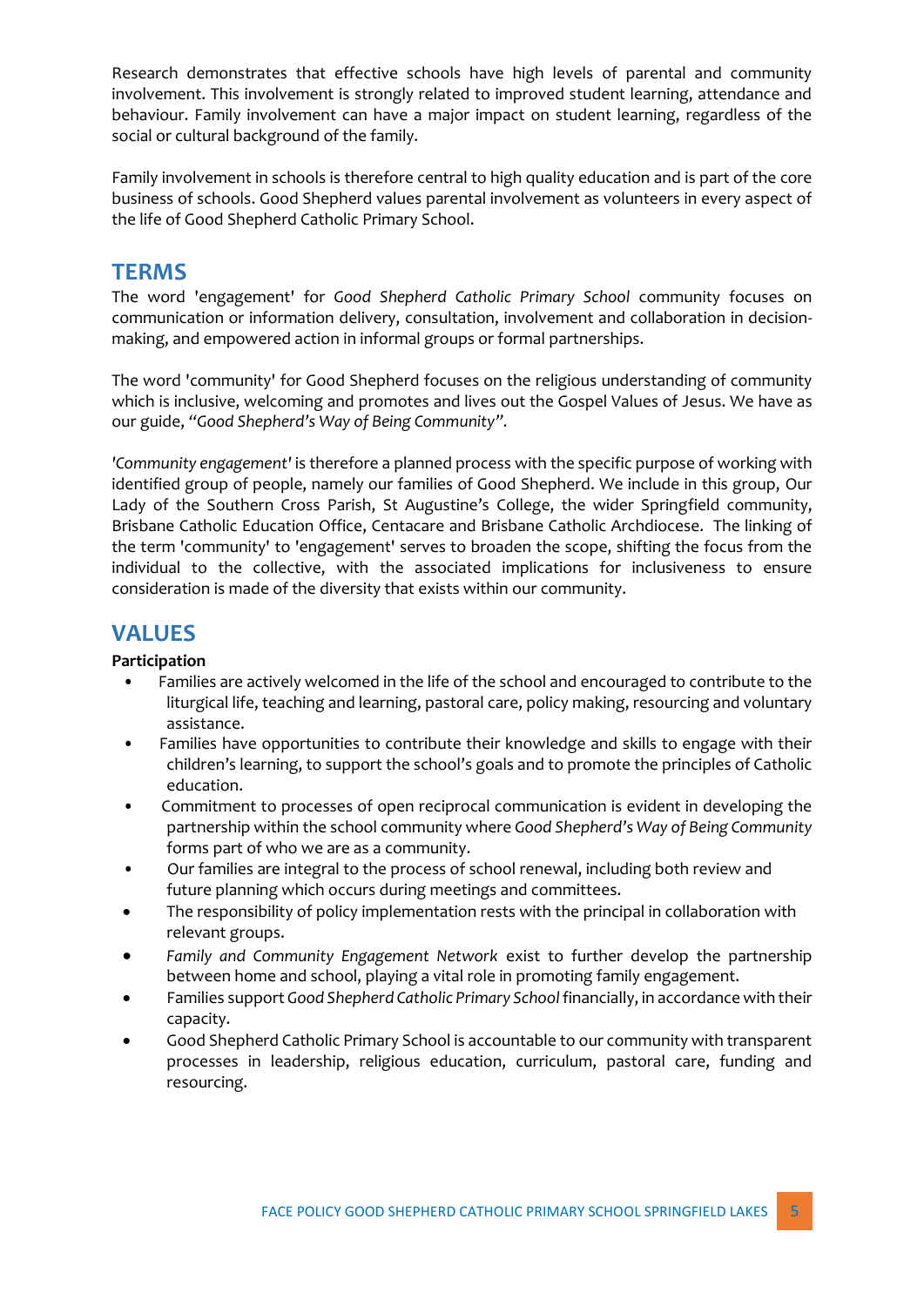Research demonstrates that effective schools have high levels of parental and community involvement. This involvement is strongly related to improved student learning, attendance and behaviour. Family involvement can have a major impact on student learning, regardless of the social or cultural background of the family.

Family involvement in schools is therefore central to high quality education and is part of the core business of schools. Good Shepherd values parental involvement as volunteers in every aspect of the life of Good Shepherd Catholic Primary School.

## TERMS

The word 'engagement' for *Good Shepherd Catholic Primary School* community focuses on communication or information delivery, consultation, involvement and collaboration in decision-making, and empowered action in informal groups or formal partnerships.

The word 'community' for Good Shepherd focuses on the religious understanding of community which is inclusive, welcoming and promotes and lives out the Gospel Values of Jesus. We have as our guide, *"Good Shepherd's Way of Being Community".*

*'Community engagement'* is therefore a planned process with the specific purpose of working with identified group of people, namely our families of Good Shepherd. We include in this group, Our Lady of the Southern Cross Parish, St Augustine's College, the wider Springfield community, Brisbane Catholic Education Office, Centacare and Brisbane Catholic Archdiocese. The linking of the term 'community' to 'engagement' serves to broaden the scope, shifting the focus from the individual to the collective, with the associated implications for inclusiveness to ensure consideration is made of the diversity that exists within our community.

## VALUES

**Participation**

- Families are actively welcomed in the life of the school and encouraged to contribute to the liturgical life, teaching and learning, pastoral care, policy making, resourcing and voluntary assistance.
- Families have opportunities to contribute their knowledge and skills to engage with their children's learning, to support the school's goals and to promote the principles of Catholic education.
- Commitment to processes of open reciprocal communication is evident in developing the partnership within the school community where *Good Shepherd's Way of Being Community* forms part of who we are as a community.
- Our families are integral to the process of school renewal, including both review and future planning which occurs during meetings and committees.
- The responsibility of policy implementation rests with the principal in collaboration with relevant groups.
- *Family and Community Engagement Network* exist to further develop the partnership between home and school, playing a vital role in promoting family engagement.
- Families support *Good Shepherd Catholic Primary School* financially, in accordance with their capacity.
- Good Shepherd Catholic Primary School is accountable to our community with transparent processes in leadership, religious education, curriculum, pastoral care, funding and resourcing.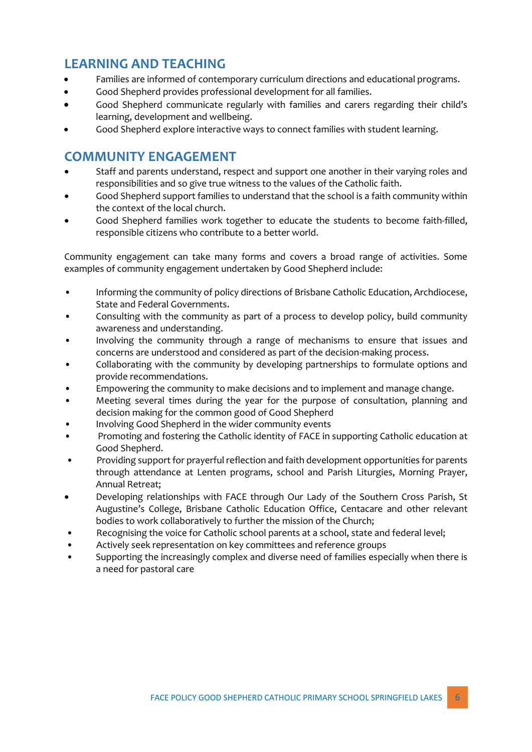## LEARNING AND TEACHING

- Families are informed of contemporary curriculum directions and educational programs.
- Good Shepherd provides professional development for all families.
- Good Shepherd communicate regularly with families and carers regarding their child's learning, development and wellbeing.
- Good Shepherd explore interactive ways to connect families with student learning.

## COMMUNITY ENGAGEMENT

- Staff and parents understand, respect and support one another in their varying roles and responsibilities and so give true witness to the values of the Catholic faith.
- Good Shepherd support families to understand that the school is a faith community within the context of the local church.
- Good Shepherd families work together to educate the students to become faith-filled, responsible citizens who contribute to a better world.

Community engagement can take many forms and covers a broad range of activities. Some examples of community engagement undertaken by Good Shepherd include:

- Informing the community of policy directions of Brisbane Catholic Education, Archdiocese, State and Federal Governments.
- Consulting with the community as part of a process to develop policy, build community awareness and understanding.
- Involving the community through a range of mechanisms to ensure that issues and concerns are understood and considered as part of the decision-making process.
- Collaborating with the community by developing partnerships to formulate options and provide recommendations.
- Empowering the community to make decisions and to implement and manage change.
- Meeting several times during the year for the purpose of consultation, planning and decision making for the common good of Good Shepherd
- Involving Good Shepherd in the wider community events
- Promoting and fostering the Catholic identity of FACE in supporting Catholic education at Good Shepherd.
- Providing support for prayerful reflection and faith development opportunities for parents through attendance at Lenten programs, school and Parish Liturgies, Morning Prayer, Annual Retreat;
- Developing relationships with FACE through Our Lady of the Southern Cross Parish, St Augustine's College, Brisbane Catholic Education Office, Centacare and other relevant bodies to work collaboratively to further the mission of the Church;
- Recognising the voice for Catholic school parents at a school, state and federal level;
- Actively seek representation on key committees and reference groups
- Supporting the increasingly complex and diverse need of families especially when there is a need for pastoral care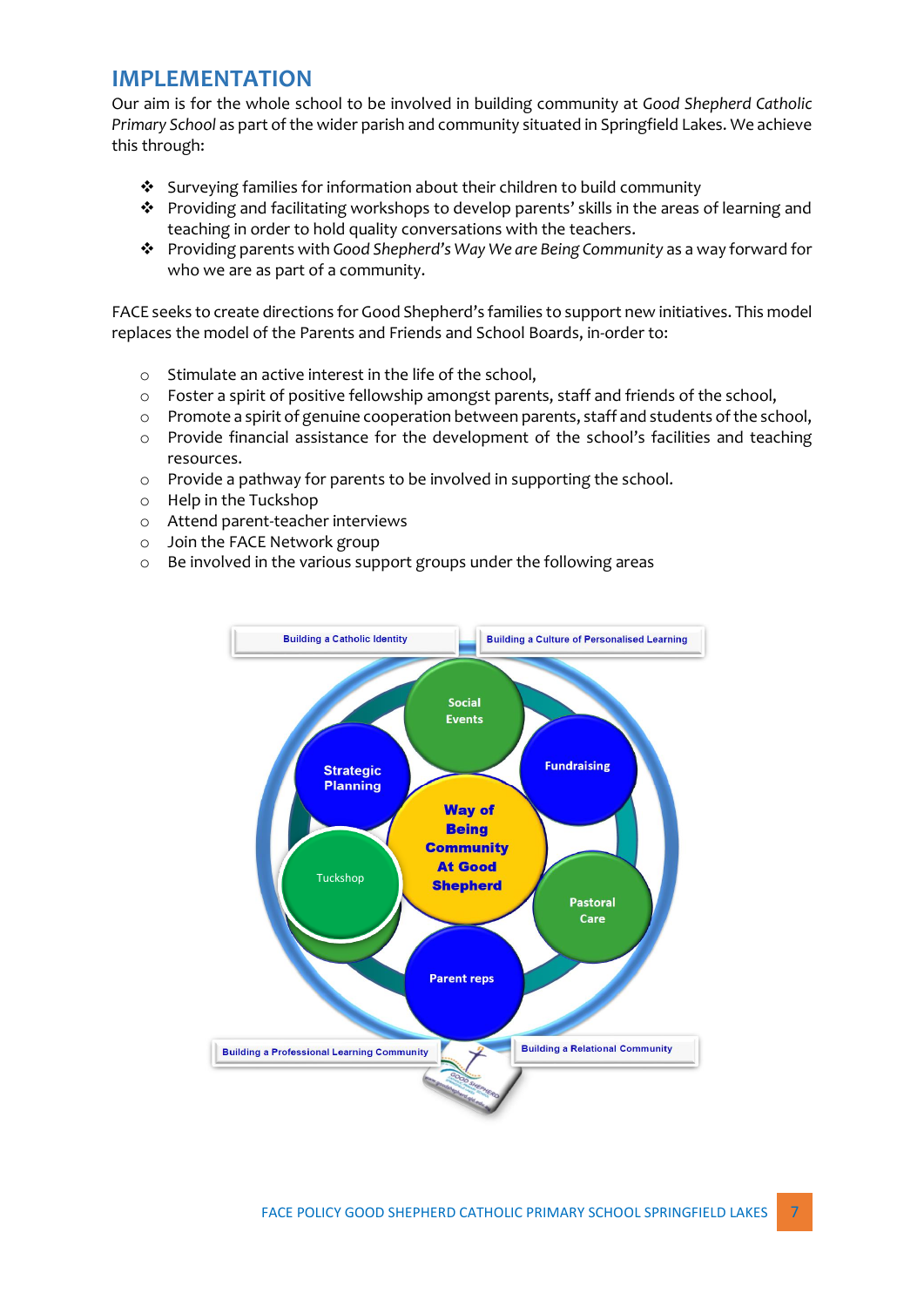## IMPLEMENTATION

Our aim is for the whole school to be involved in building community at *Good Shepherd Catholic Primary School* as part of the wider parish and community situated in Springfield Lakes. We achieve this through:

- Surveying families for information about their children to build community
- Providing and facilitating workshops to develop parents' skills in the areas of learning and teaching in order to hold quality conversations with the teachers.
- Providing parents with *Good Shepherd's Way We are Being Community* as a way forward for who we are as part of a community.

FACE seeks to create directions for Good Shepherd's families to support new initiatives. This model replaces the model of the Parents and Friends and School Boards, in-order to:

- Stimulate an active interest in the life of the school,
- Foster a spirit of positive fellowship amongst parents, staff and friends of the school,
- Promote a spirit of genuine cooperation between parents, staff and students of the school,
- Provide financial assistance for the development of the school's facilities and teaching resources.
- Provide a pathway for parents to be involved in supporting the school.
- Help in the Tuckshop
- Attend parent-teacher interviews
- Join the FACE Network group
- Be involved in the various support groups under the following areas

Building a Catholic Identity | Building a Culture of Personalised Learning | Building a Professional Learning Community | Building a Relational Community

**Way of Being Community At Good Shepherd**

- Social Events
- Fundraising
- Pastoral Care
- Parent reps
- Tuckshop
- Strategic Planning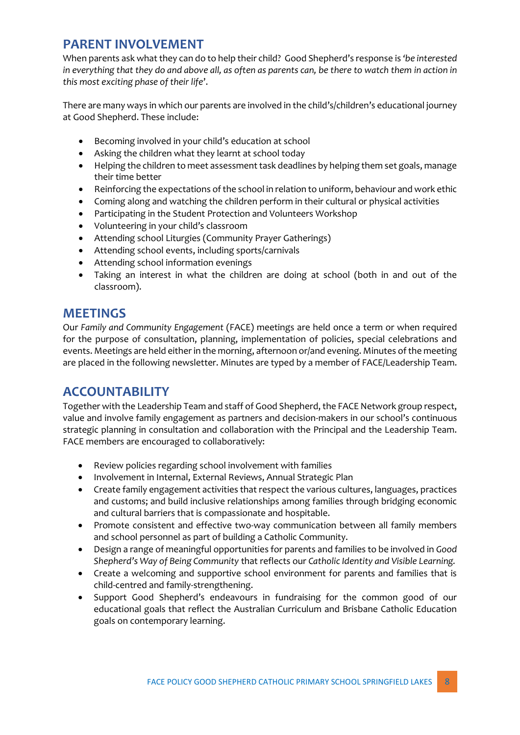## PARENT INVOLVEMENT

When parents ask what they can do to help their child? Good Shepherd's response is '*be interested in everything that they do and above all, as often as parents can, be there to watch them in action in this most exciting phase of their life*'.

There are many ways in which our parents are involved in the child's/children's educational journey at Good Shepherd. These include:

- Becoming involved in your child's education at school
- Asking the children what they learnt at school today
- Helping the children to meet assessment task deadlines by helping them set goals, manage their time better
- Reinforcing the expectations of the school in relation to uniform, behaviour and work ethic
- Coming along and watching the children perform in their cultural or physical activities
- Participating in the Student Protection and Volunteers Workshop
- Volunteering in your child's classroom
- Attending school Liturgies (Community Prayer Gatherings)
- Attending school events, including sports/carnivals
- Attending school information evenings
- Taking an interest in what the children are doing at school (both in and out of the classroom).

## MEETINGS

Our *Family and Community Engagement* (FACE) meetings are held once a term or when required for the purpose of consultation, planning, implementation of policies, special celebrations and events. Meetings are held either in the morning, afternoon or/and evening. Minutes of the meeting are placed in the following newsletter. Minutes are typed by a member of FACE/Leadership Team.

## ACCOUNTABILITY

Together with the Leadership Team and staff of Good Shepherd, the FACE Network group respect, value and involve family engagement as partners and decision-makers in our school's continuous strategic planning in consultation and collaboration with the Principal and the Leadership Team. FACE members are encouraged to collaboratively:

- Review policies regarding school involvement with families
- Involvement in Internal, External Reviews, Annual Strategic Plan
- Create family engagement activities that respect the various cultures, languages, practices and customs; and build inclusive relationships among families through bridging economic and cultural barriers that is compassionate and hospitable.
- Promote consistent and effective two-way communication between all family members and school personnel as part of building a Catholic Community.
- Design a range of meaningful opportunities for parents and families to be involved in *Good Shepherd's Way of Being Community* that reflects our *Catholic Identity and Visible Learning.*
- Create a welcoming and supportive school environment for parents and families that is child-centred and family-strengthening.
- Support Good Shepherd's endeavours in fundraising for the common good of our educational goals that reflect the Australian Curriculum and Brisbane Catholic Education goals on contemporary learning.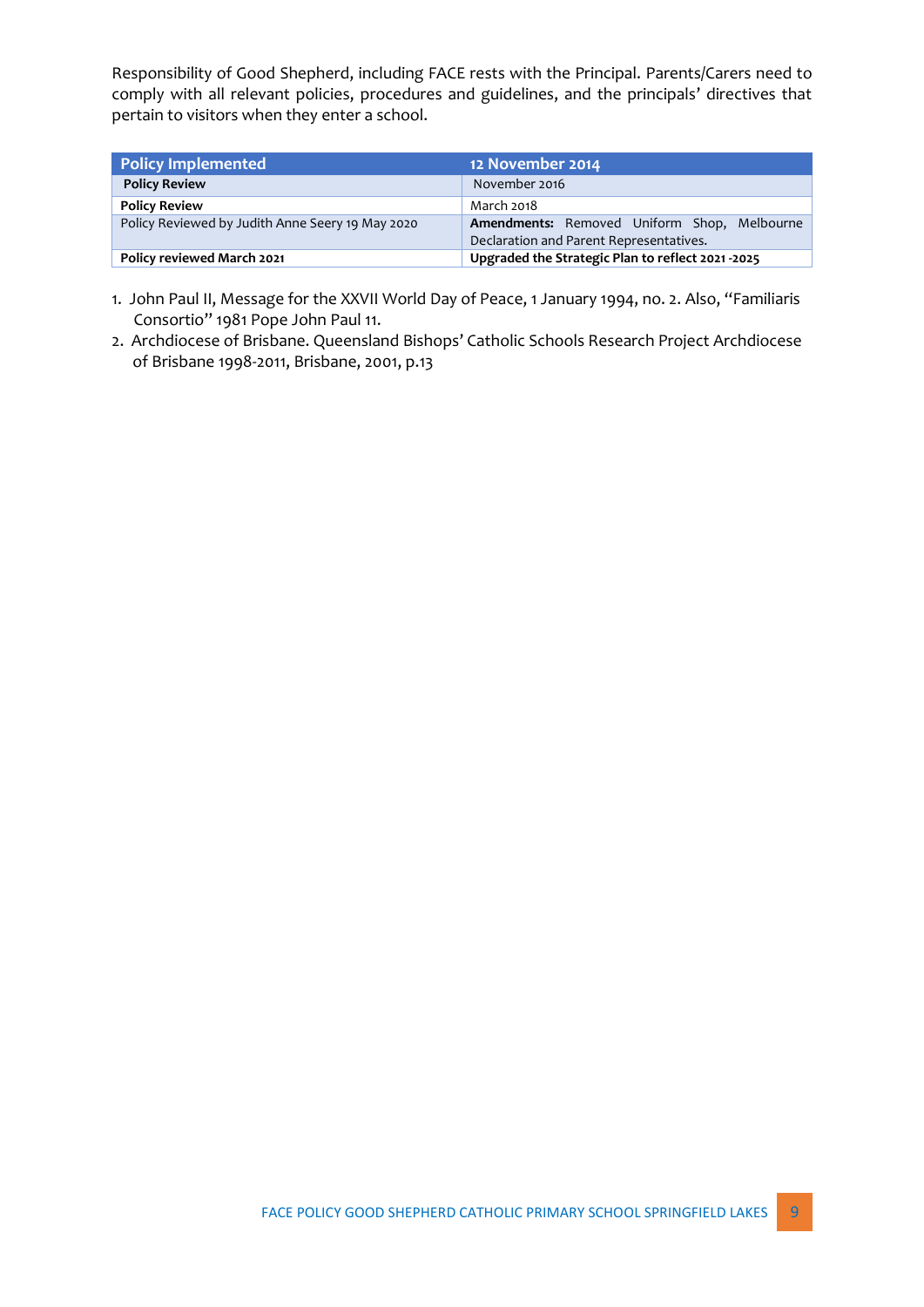Responsibility of Good Shepherd, including FACE rests with the Principal. Parents/Carers need to comply with all relevant policies, procedures and guidelines, and the principals' directives that pertain to visitors when they enter a school.

| Policy Implemented | 12 November 2014 |
|---|---|
| **Policy Review** | November 2016 |
| **Policy Review** | March 2018 |
| Policy Reviewed by Judith Anne Seery 19 May 2020 | **Amendments:** Removed Uniform Shop, Melbourne Declaration and Parent Representatives. |
| **Policy reviewed March 2021** | **Upgraded the Strategic Plan to reflect 2021 -2025** |

1. John Paul II, Message for the XXVII World Day of Peace, 1 January 1994, no. 2. Also, "Familiaris Consortio" 1981 Pope John Paul 11.
2. Archdiocese of Brisbane. Queensland Bishops' Catholic Schools Research Project Archdiocese of Brisbane 1998-2011, Brisbane, 2001, p.13